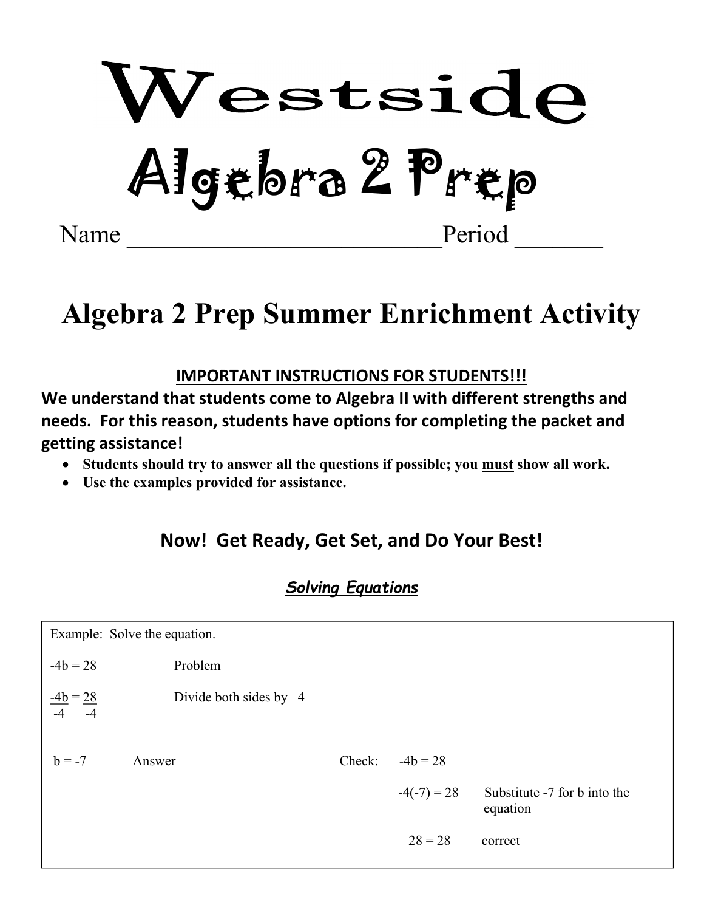# Westside

# Algebra 2 Prep

Name ___________________________Period _______

## Algebra 2 Prep Summer Enrichment Activity

**IMPORTANT INSTRUCTIONS FOR STUDENTS!!!**

**We understand that students come to Algebra II with different strengths and needs. For this reason, students have options for completing the packet and getting assistance!**

- **Students should try to answer all the questions if possible; you must show all work.**
- **Use the examples provided for assistance.**

### Now! Get Ready, Get Set, and Do Your Best!

### ***Solving Equations***

Example: Solve the equation.

$-4b = 28$ Problem

$\frac{-4b}{-4} = \frac{28}{-4}$ Divide both sides by $-4$

$b = -7$ Answer

Check: $-4b = 28$

$-4(-7) = 28$ Substitute -7 for b into the equation

$28 = 28$ correct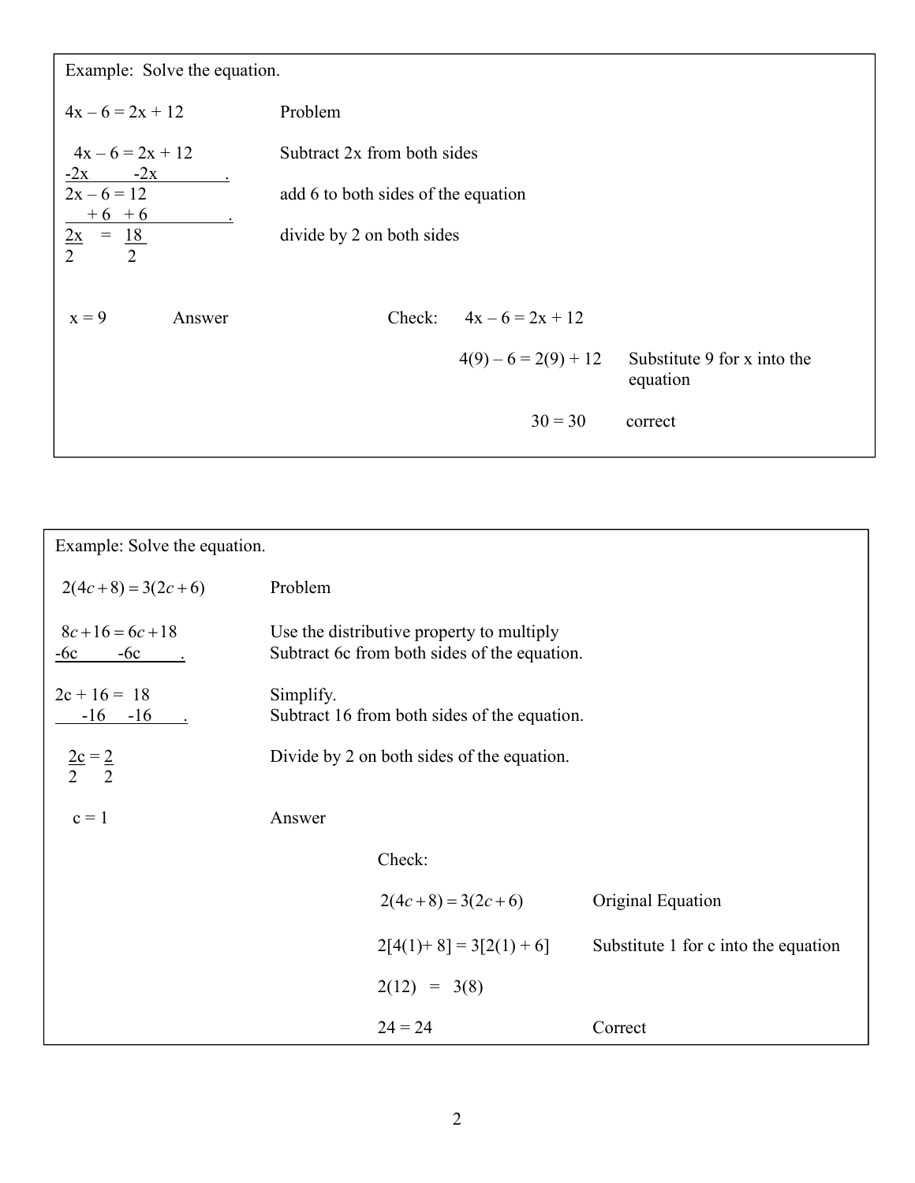Example: Solve the equation.

| | |
|---|---|
| $4x - 6 = 2x + 12$ | Problem |
| $4x - 6 = 2x + 12$ <br> $-2x \quad\quad -2x$ | Subtract 2x from both sides |
| $2x - 6 = 12$ <br> $+6 \quad +6$ | add 6 to both sides of the equation |
| $\frac{2x}{2} = \frac{18}{2}$ | divide by 2 on both sides |
| $x = 9$ | Answer |

Check: $4x - 6 = 2x + 12$

$4(9) - 6 = 2(9) + 12$ — Substitute 9 for x into the equation

$30 = 30$ — correct

---

Example: Solve the equation.

| | |
|---|---|
| $2(4c + 8) = 3(2c + 6)$ | Problem |
| $8c + 16 = 6c + 18$ <br> $-6c \quad\quad -6c$ | Use the distributive property to multiply <br> Subtract 6c from both sides of the equation. |
| $2c + 16 = 18$ <br> $-16 \quad -16$ | Simplify. <br> Subtract 16 from both sides of the equation. |
| $\frac{2c}{2} = \frac{2}{2}$ | Divide by 2 on both sides of the equation. |
| $c = 1$ | Answer |

Check:

| | |
|---|---|
| $2(4c + 8) = 3(2c + 6)$ | Original Equation |
| $2[4(1) + 8] = 3[2(1) + 6]$ | Substitute 1 for c into the equation |
| $2(12) = 3(8)$ | |
| $24 = 24$ | Correct |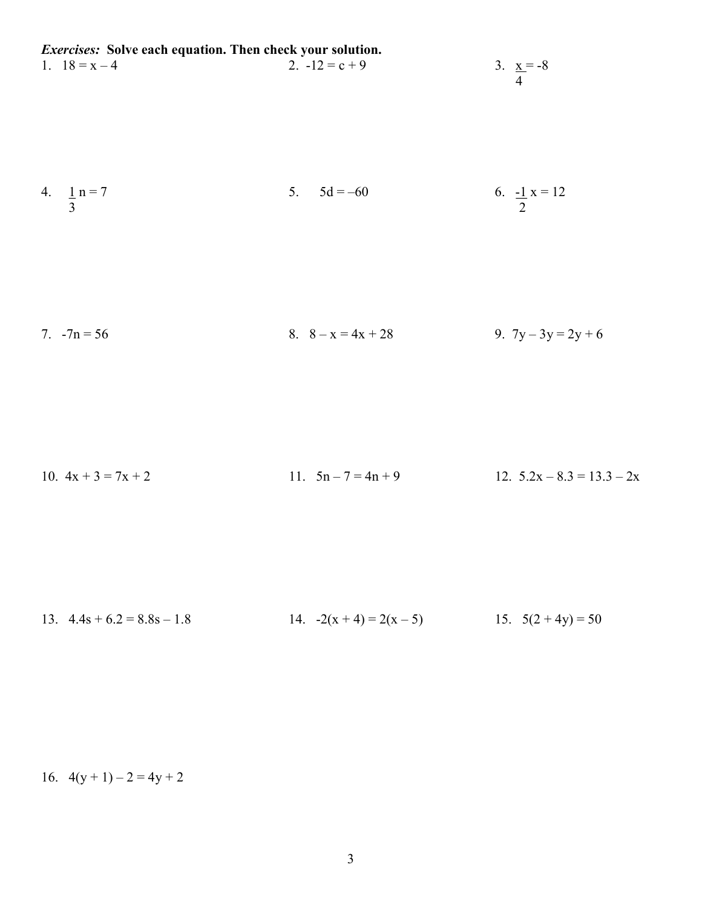***Exercises:*** **Solve each equation. Then check your solution.**

1. $18 = x - 4$
2. $-12 = c + 9$
3. $\frac{x}{4} = -8$
4. $\frac{1}{3} n = 7$
5. $5d = -60$
6. $\frac{-1}{2} x = 12$
7. $-7n = 56$
8. $8 - x = 4x + 28$
9. $7y - 3y = 2y + 6$
10. $4x + 3 = 7x + 2$
11. $5n - 7 = 4n + 9$
12. $5.2x - 8.3 = 13.3 - 2x$
13. $4.4s + 6.2 = 8.8s - 1.8$
14. $-2(x + 4) = 2(x - 5)$
15. $5(2 + 4y) = 50$
16. $4(y + 1) - 2 = 4y + 2$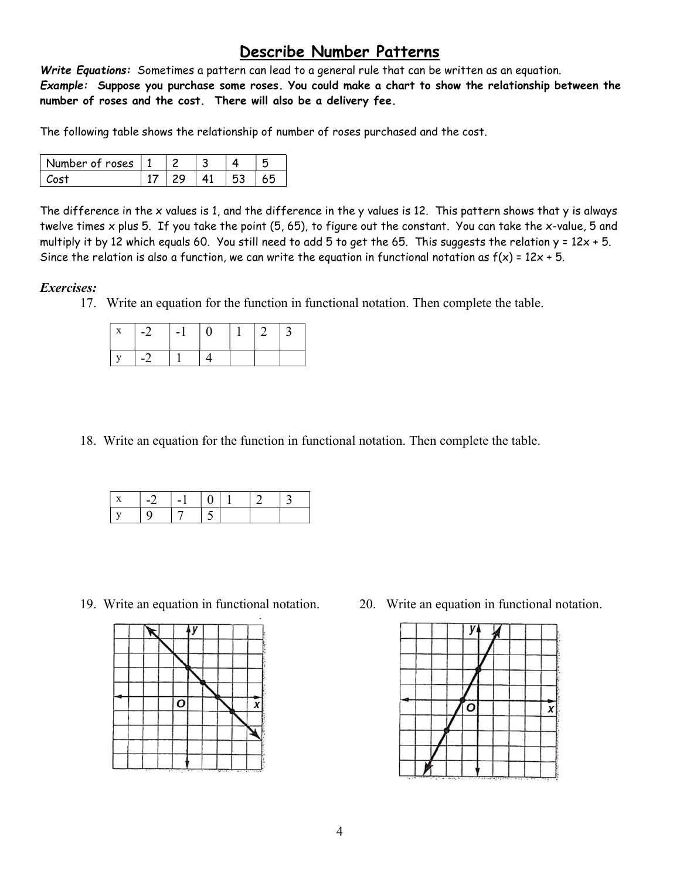# Describe Number Patterns

***Write Equations:*** Sometimes a pattern can lead to a general rule that can be written as an equation.
***Example:*** **Suppose you purchase some roses. You could make a chart to show the relationship between the number of roses and the cost. There will also be a delivery fee.**

The following table shows the relationship of number of roses purchased and the cost.

| Number of roses | 1 | 2 | 3 | 4 | 5 |
|---|---|---|---|---|---|
| Cost | 17 | 29 | 41 | 53 | 65 |

The difference in the x values is 1, and the difference in the y values is 12. This pattern shows that y is always twelve times x plus 5. If you take the point (5, 65), to figure out the constant. You can take the x-value, 5 and multiply it by 12 which equals 60. You still need to add 5 to get the 65. This suggests the relation $y = 12x + 5$. Since the relation is also a function, we can write the equation in functional notation as $f(x) = 12x + 5$.

***Exercises:***

17. Write an equation for the function in functional notation. Then complete the table.

| x | -2 | -1 | 0 | 1 | 2 | 3 |
|---|---|---|---|---|---|---|
| y | -2 | 1 | 4 | | | |

18. Write an equation for the function in functional notation. Then complete the table.

| x | -2 | -1 | 0 | 1 | 2 | 3 |
|---|---|---|---|---|---|---|
| y | 9 | 7 | 5 | | | |

19. Write an equation in functional notation.

20. Write an equation in functional notation.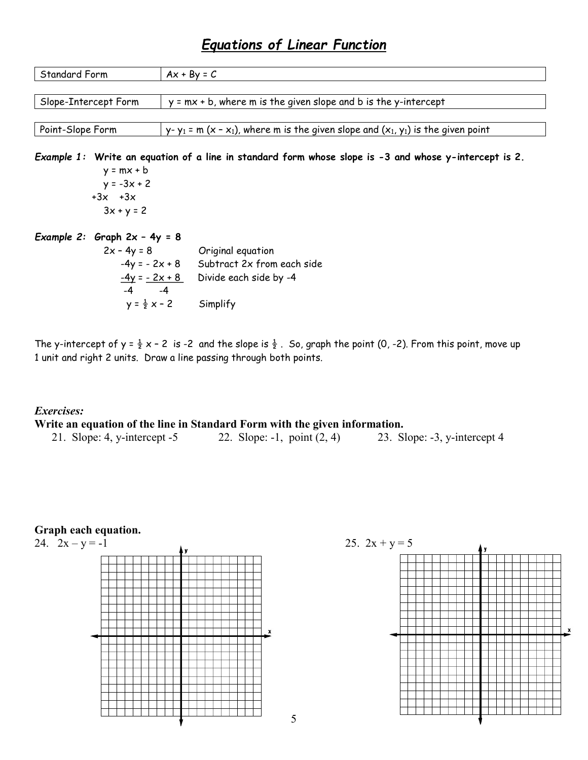# *Equations of Linear Function*

| | |
|---|---|
| Standard Form | $Ax + By = C$ |
| Slope-Intercept Form | $y = mx + b$, where m is the given slope and b is the y-intercept |
| Point-Slope Form | $y - y_1 = m(x - x_1)$, where m is the given slope and $(x_1, y_1)$ is the given point |

***Example 1:*** **Write an equation of a line in standard form whose slope is -3 and whose y-intercept is 2.**

$y = mx + b$

$y = -3x + 2$

$+3x \quad +3x$

$3x + y = 2$

***Example 2:*** **Graph $2x - 4y = 8$**

| | |
|---|---|
| $2x - 4y = 8$ | Original equation |
| $-4y = -2x + 8$ | Subtract 2x from each side |
| $\frac{-4y}{-4} = \frac{-2x + 8}{-4}$ | Divide each side by -4 |
| $y = \frac{1}{2}x - 2$ | Simplify |

The y-intercept of $y = \frac{1}{2}x - 2$ is -2 and the slope is $\frac{1}{2}$. So, graph the point (0, -2). From this point, move up 1 unit and right 2 units. Draw a line passing through both points.

*Exercises:*

**Write an equation of the line in Standard Form with the given information.**

21. Slope: 4, y-intercept -5
22. Slope: -1, point (2, 4)
23. Slope: -3, y-intercept 4

**Graph each equation.**

24. $2x - y = -1$

25. $2x + y = 5$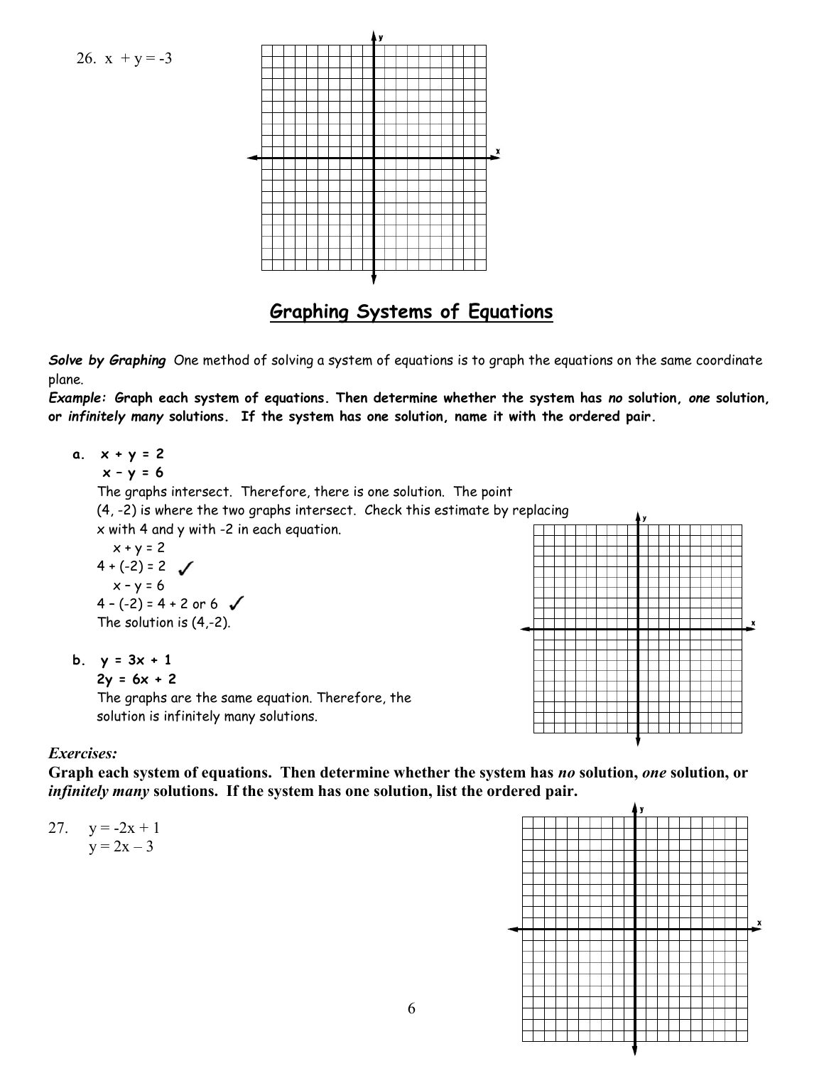26. $x + y = -3$

## Graphing Systems of Equations

***Solve by Graphing*** One method of solving a system of equations is to graph the equations on the same coordinate plane.

***Example:* Graph each system of equations. Then determine whether the system has *no* solution, *one* solution, or *infinitely many* solutions. If the system has one solution, name it with the ordered pair.**

**a.** $x + y = 2$
$x - y = 6$

The graphs intersect. Therefore, there is one solution. The point (4, -2) is where the two graphs intersect. Check this estimate by replacing x with 4 and y with -2 in each equation.

$x + y = 2$
$4 + (-2) = 2$ ✓
$x - y = 6$
$4 - (-2) = 4 + 2$ or $6$ ✓

The solution is (4,-2).

**b.** $y = 3x + 1$
$2y = 6x + 2$

The graphs are the same equation. Therefore, the solution is infinitely many solutions.

***Exercises:***

**Graph each system of equations. Then determine whether the system has *no* solution, *one* solution, or *infinitely many* solutions. If the system has one solution, list the ordered pair.**

27. $y = -2x + 1$
$y = 2x - 3$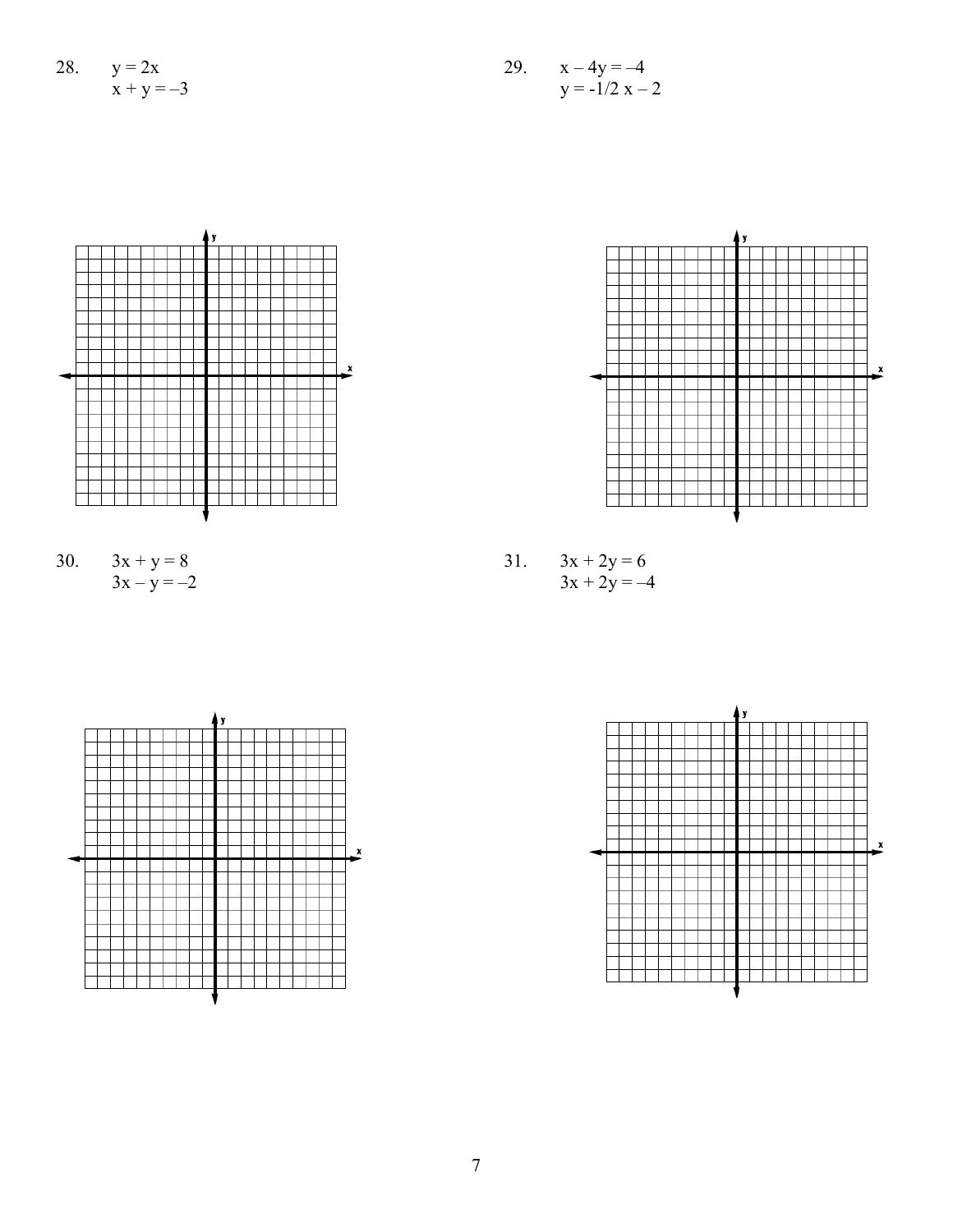28. $y = 2x$
$x + y = -3$

29. $x - 4y = -4$
$y = -1/2\ x - 2$

30. $3x + y = 8$
$3x - y = -2$

31. $3x + 2y = 6$
$3x + 2y = -4$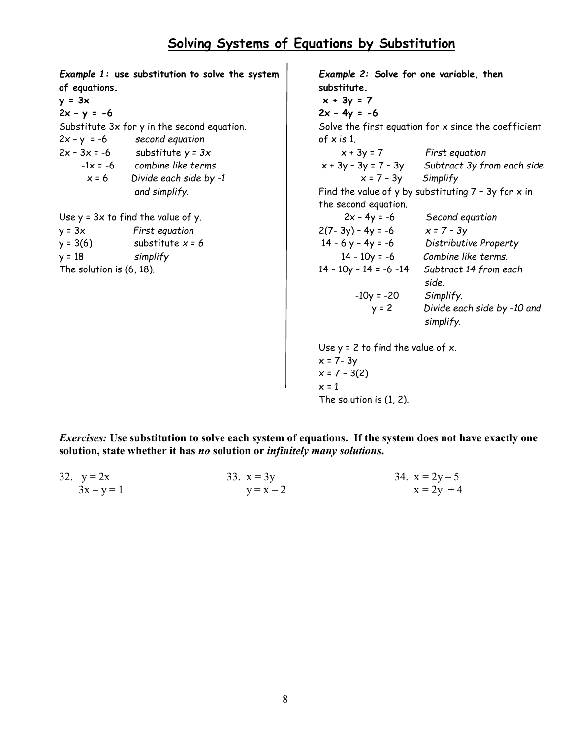# Solving Systems of Equations by Substitution

***Example 1:*** **use substitution to solve the system of equations.**

$y = 3x$
$2x - y = -6$

Substitute 3x for y in the second equation.

| | |
|---|---|
| $2x - y = -6$ | *second equation* |
| $2x - 3x = -6$ | *substitute $y = 3x$* |
| $-1x = -6$ | *combine like terms* |
| $x = 6$ | *Divide each side by -1 and simplify.* |

Use $y = 3x$ to find the value of y.

| | |
|---|---|
| $y = 3x$ | *First equation* |
| $y = 3(6)$ | *substitute $x = 6$* |
| $y = 18$ | *simplify* |

The solution is (6, 18).

***Example 2:*** **Solve for one variable, then substitute.**

$x + 3y = 7$
$2x - 4y = -6$

Solve the first equation for x since the coefficient of x is 1.

| | |
|---|---|
| $x + 3y = 7$ | *First equation* |
| $x + 3y - 3y = 7 - 3y$ | *Subtract 3y from each side* |
| $x = 7 - 3y$ | *Simplify* |

Find the value of y by substituting $7 - 3y$ for x in the second equation.

| | |
|---|---|
| $2x - 4y = -6$ | *Second equation* |
| $2(7 - 3y) - 4y = -6$ | *$x = 7 - 3y$* |
| $14 - 6y - 4y = -6$ | *Distributive Property* |
| $14 - 10y = -6$ | *Combine like terms.* |
| $14 - 10y - 14 = -6 - 14$ | *Subtract 14 from each side.* |
| $-10y = -20$ | *Simplify.* |
| $y = 2$ | *Divide each side by -10 and simplify.* |

Use $y = 2$ to find the value of x.

$x = 7 - 3y$
$x = 7 - 3(2)$
$x = 1$

The solution is (1, 2).

***Exercises:*** **Use substitution to solve each system of equations. If the system does not have exactly one solution, state whether it has *no* solution or *infinitely many solutions*.**

32. $y = 2x$
    $3x - y = 1$

33. $x = 3y$
    $y = x - 2$

34. $x = 2y - 5$
    $x = 2y + 4$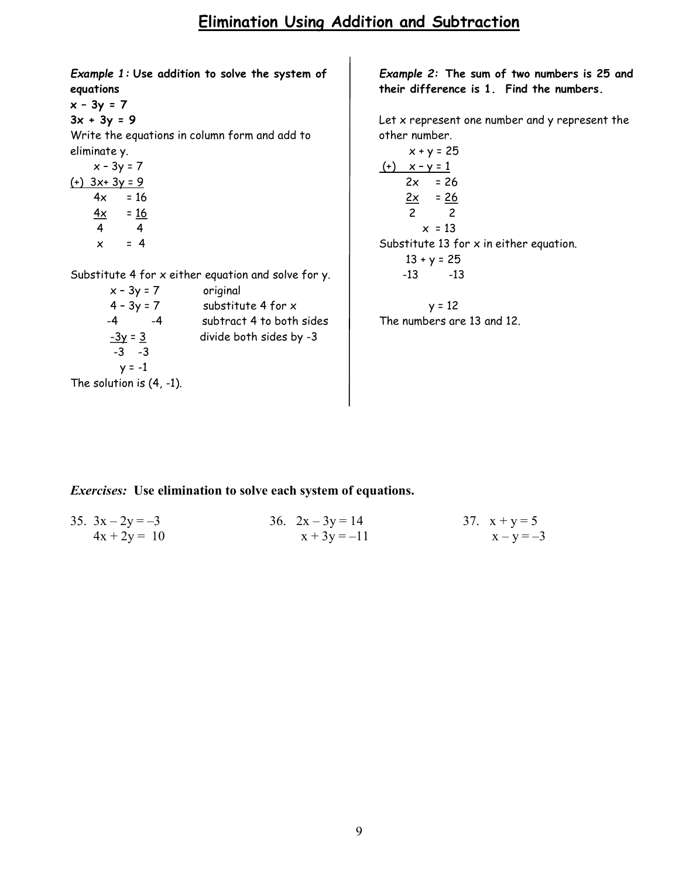# Elimination Using Addition and Subtraction

***Example 1:*** **Use addition to solve the system of equations**

**$x - 3y = 7$**

**$3x + 3y = 9$**

Write the equations in column form and add to eliminate y.

$$
\begin{array}{rl}
 & x - 3y = 7 \\
(+) & \underline{3x + 3y = 9} \\
 & 4x \quad = 16 \\
 & \frac{4x}{4} = \frac{16}{4} \\
 & x = 4
\end{array}
$$

Substitute 4 for x either equation and solve for y.

| | |
|---|---|
| $x - 3y = 7$ | original |
| $4 - 3y = 7$ | substitute 4 for x |
| $-4 \qquad -4$ | subtract 4 to both sides |
| $\frac{-3y}{-3} = \frac{3}{-3}$ | divide both sides by -3 |
| $y = -1$ | |

The solution is (4, -1).

***Example 2:*** **The sum of two numbers is 25 and their difference is 1. Find the numbers.**

Let x represent one number and y represent the other number.

$$
\begin{array}{rl}
 & x + y = 25 \\
(+) & \underline{x - y = 1} \\
 & 2x \quad = 26 \\
 & \frac{2x}{2} = \frac{26}{2} \\
 & x = 13
\end{array}
$$

Substitute 13 for x in either equation.

$$
\begin{array}{l}
13 + y = 25 \\
-13 \qquad -13 \\
\\
y = 12
\end{array}
$$

The numbers are 13 and 12.

***Exercises:*** **Use elimination to solve each system of equations.**

35. $3x - 2y = -3$
    $4x + 2y = 10$

36. $2x - 3y = 14$
    $x + 3y = -11$

37. $x + y = 5$
    $x - y = -3$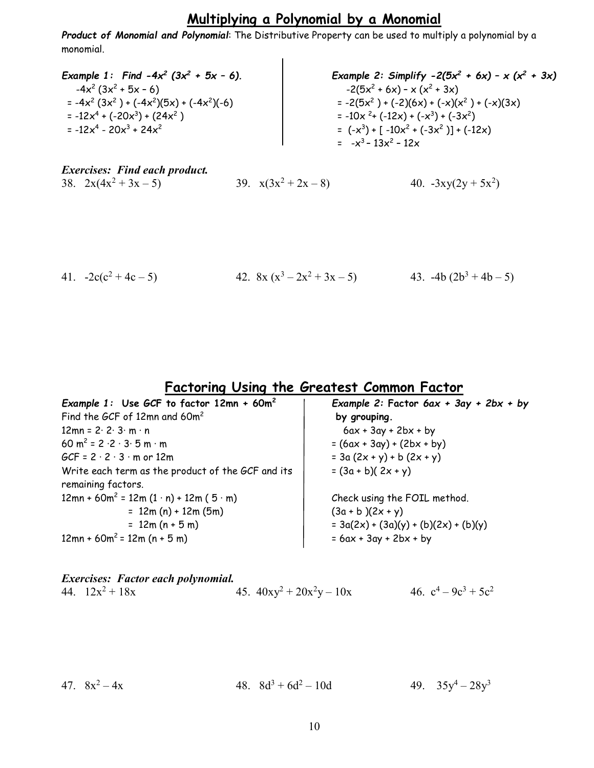# Multiplying a Polynomial by a Monomial

***Product of Monomial and Polynomial***: The Distributive Property can be used to multiply a polynomial by a monomial.

***Example 1: Find $-4x^2 (3x^2 + 5x - 6)$.***

$-4x^2 (3x^2 + 5x - 6)$
$= -4x^2 (3x^2) + (-4x^2)(5x) + (-4x^2)(-6)$
$= -12x^4 + (-20x^3) + (24x^2)$
$= -12x^4 - 20x^3 + 24x^2$

***Example 2: Simplify $-2(5x^2 + 6x) - x(x^2 + 3x)$***

$-2(5x^2 + 6x) - x(x^2 + 3x)$
$= -2(5x^2) + (-2)(6x) + (-x)(x^2) + (-x)(3x)$
$= -10x^2 + (-12x) + (-x^3) + (-3x^2)$
$= (-x^3) + [-10x^2 + (-3x^2)] + (-12x)$
$= -x^3 - 13x^2 - 12x$

***Exercises: Find each product.***

38. $2x(4x^2 + 3x - 5)$

39. $x(3x^2 + 2x - 8)$

40. $-3xy(2y + 5x^2)$

41. $-2c(c^2 + 4c - 5)$

42. $8x(x^3 - 2x^2 + 3x - 5)$

43. $-4b(2b^3 + 4b - 5)$

# Factoring Using the Greatest Common Factor

***Example 1: Use GCF to factor $12mn + 60m^2$***

Find the GCF of $12mn$ and $60m^2$
$12mn = 2 \cdot 2 \cdot 3 \cdot m \cdot n$
$60m^2 = 2 \cdot 2 \cdot 3 \cdot 5 \, m \cdot m$
$GCF = 2 \cdot 2 \cdot 3 \cdot m$ or $12m$
Write each term as the product of the GCF and its remaining factors.
$12mn + 60m^2 = 12m(1 \cdot n) + 12m(5 \cdot m)$
$= 12m(n) + 12m(5m)$
$= 12m(n + 5m)$
$12mn + 60m^2 = 12m(n + 5m)$

***Example 2:* Factor $6ax + 3ay + 2bx + by$ by grouping.**

$6ax + 3ay + 2bx + by$
$= (6ax + 3ay) + (2bx + by)$
$= 3a(2x + y) + b(2x + y)$
$= (3a + b)(2x + y)$

Check using the FOIL method.
$(3a + b)(2x + y)$
$= 3a(2x) + (3a)(y) + (b)(2x) + (b)(y)$
$= 6ax + 3ay + 2bx + by$

***Exercises: Factor each polynomial.***

44. $12x^2 + 18x$

45. $40xy^2 + 20x^2y - 10x$

46. $c^4 - 9c^3 + 5c^2$

47. $8x^2 - 4x$

48. $8d^3 + 6d^2 - 10d$

49. $35y^4 - 28y^3$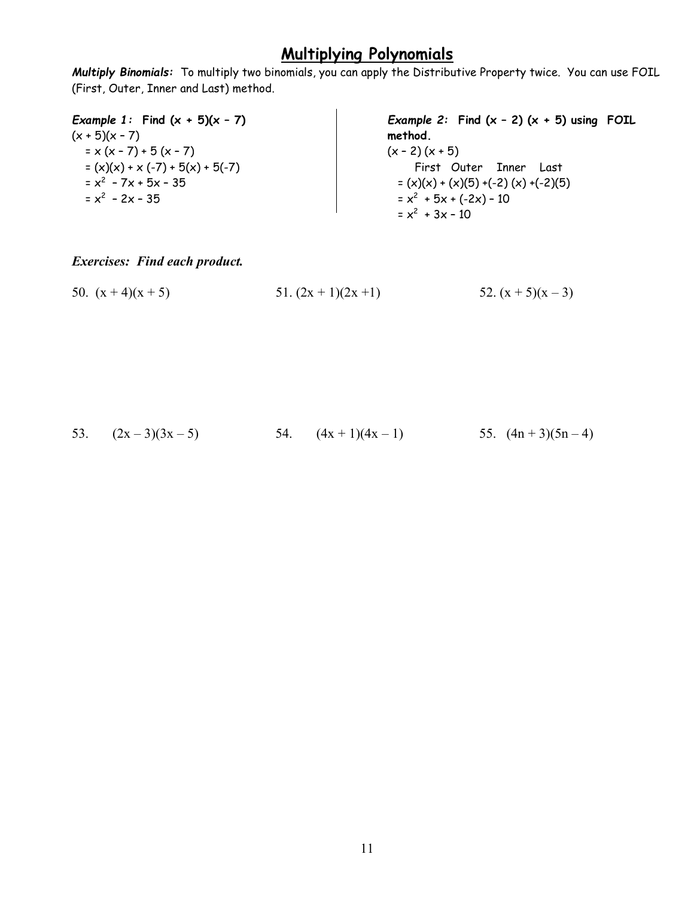# Multiplying Polynomials

***Multiply Binomials:*** To multiply two binomials, you can apply the Distributive Property twice. You can use FOIL (First, Outer, Inner and Last) method.

***Example 1:*** **Find $(x + 5)(x - 7)$**

$(x + 5)(x - 7)$

$= x(x - 7) + 5(x - 7)$

$= (x)(x) + x(-7) + 5(x) + 5(-7)$

$= x^2 - 7x + 5x - 35$

$= x^2 - 2x - 35$

***Example 2:*** **Find $(x - 2)(x + 5)$ using FOIL method.**

$(x - 2)(x + 5)$

First Outer Inner Last

$= (x)(x) + (x)(5) + (-2)(x) + (-2)(5)$

$= x^2 + 5x + (-2x) - 10$

$= x^2 + 3x - 10$

***Exercises: Find each product.***

50. $(x + 4)(x + 5)$

51. $(2x + 1)(2x + 1)$

52. $(x + 5)(x - 3)$

53. $(2x - 3)(3x - 5)$

54. $(4x + 1)(4x - 1)$

55. $(4n + 3)(5n - 4)$